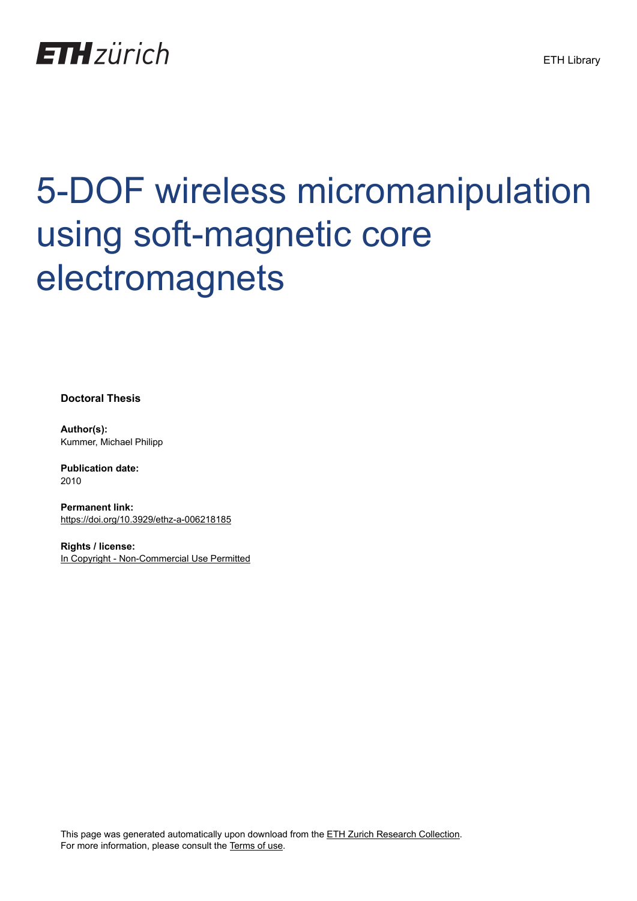ETH zürich

ETH Library

# 5-DOF wireless micromanipulation using soft-magnetic core electromagnets

**Doctoral Thesis**

**Author(s):**
Kummer, Michael Philipp

**Publication date:**
2010

**Permanent link:**
https://doi.org/10.3929/ethz-a-006218185

**Rights / license:**
In Copyright - Non-Commercial Use Permitted

This page was generated automatically upon download from the ETH Zurich Research Collection.
For more information, please consult the Terms of use.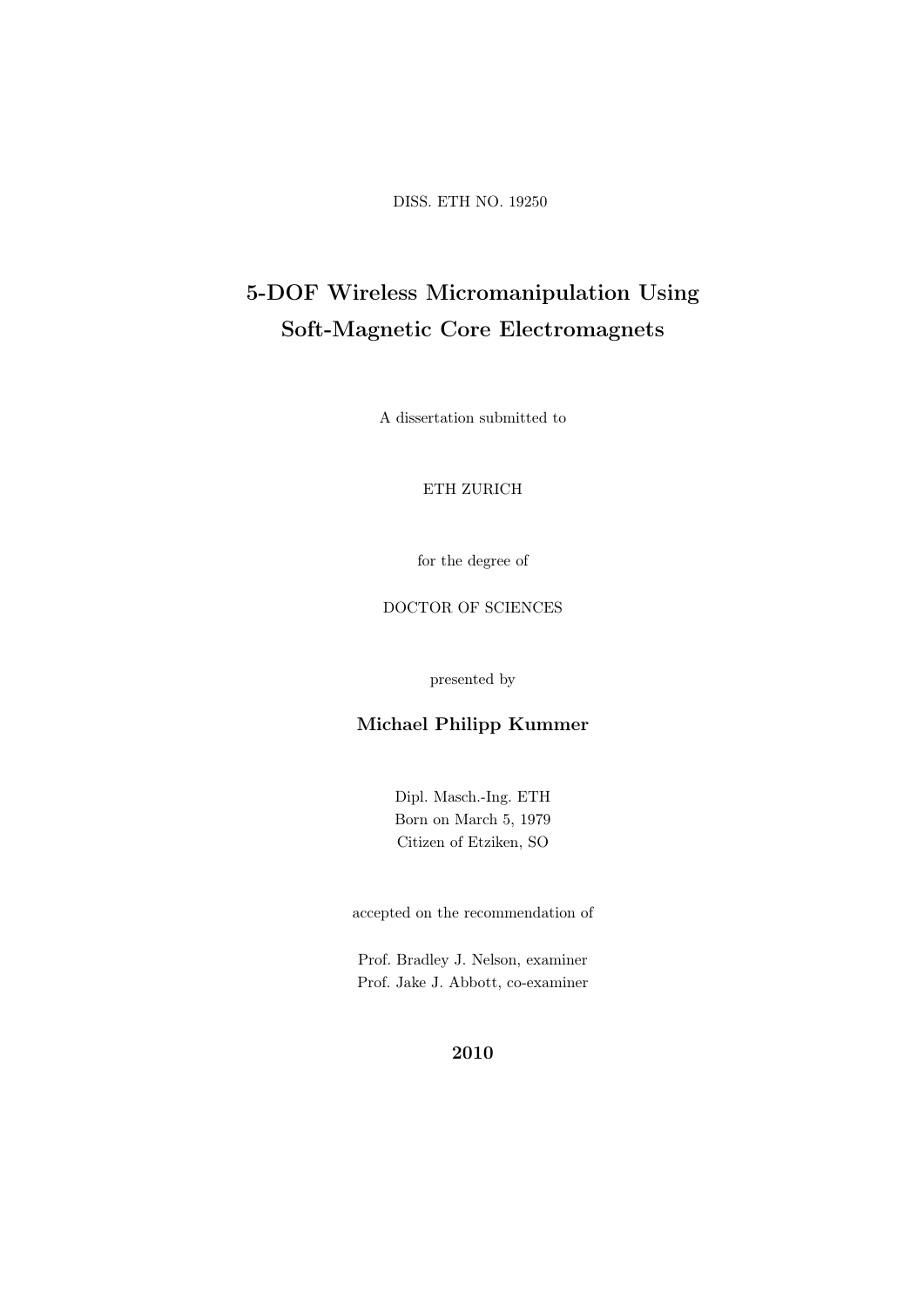DISS. ETH NO. 19250

# 5-DOF Wireless Micromanipulation Using Soft-Magnetic Core Electromagnets

A dissertation submitted to

ETH ZURICH

for the degree of

DOCTOR OF SCIENCES

presented by

**Michael Philipp Kummer**

Dipl. Masch.-Ing. ETH
Born on March 5, 1979
Citizen of Etziken, SO

accepted on the recommendation of

Prof. Bradley J. Nelson, examiner
Prof. Jake J. Abbott, co-examiner

**2010**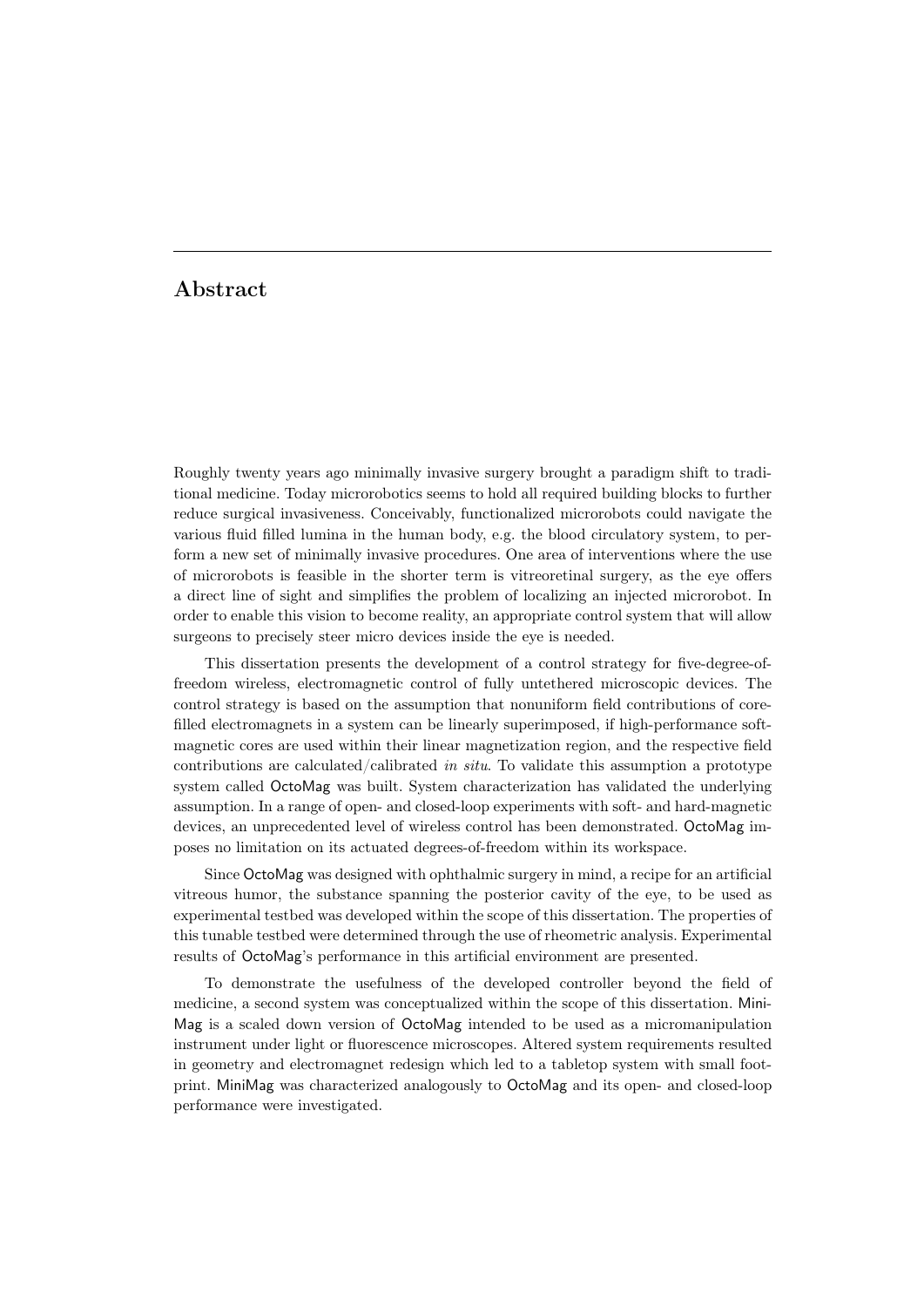# Abstract

Roughly twenty years ago minimally invasive surgery brought a paradigm shift to traditional medicine. Today microrobotics seems to hold all required building blocks to further reduce surgical invasiveness. Conceivably, functionalized microrobots could navigate the various fluid filled lumina in the human body, e.g. the blood circulatory system, to perform a new set of minimally invasive procedures. One area of interventions where the use of microrobots is feasible in the shorter term is vitreoretinal surgery, as the eye offers a direct line of sight and simplifies the problem of localizing an injected microrobot. In order to enable this vision to become reality, an appropriate control system that will allow surgeons to precisely steer micro devices inside the eye is needed.

This dissertation presents the development of a control strategy for five-degree-of-freedom wireless, electromagnetic control of fully untethered microscopic devices. The control strategy is based on the assumption that nonuniform field contributions of core-filled electromagnets in a system can be linearly superimposed, if high-performance soft-magnetic cores are used within their linear magnetization region, and the respective field contributions are calculated/calibrated *in situ*. To validate this assumption a prototype system called OctoMag was built. System characterization has validated the underlying assumption. In a range of open- and closed-loop experiments with soft- and hard-magnetic devices, an unprecedented level of wireless control has been demonstrated. OctoMag imposes no limitation on its actuated degrees-of-freedom within its workspace.

Since OctoMag was designed with ophthalmic surgery in mind, a recipe for an artificial vitreous humor, the substance spanning the posterior cavity of the eye, to be used as experimental testbed was developed within the scope of this dissertation. The properties of this tunable testbed were determined through the use of rheometric analysis. Experimental results of OctoMag's performance in this artificial environment are presented.

To demonstrate the usefulness of the developed controller beyond the field of medicine, a second system was conceptualized within the scope of this dissertation. MiniMag is a scaled down version of OctoMag intended to be used as a micromanipulation instrument under light or fluorescence microscopes. Altered system requirements resulted in geometry and electromagnet redesign which led to a tabletop system with small footprint. MiniMag was characterized analogously to OctoMag and its open- and closed-loop performance were investigated.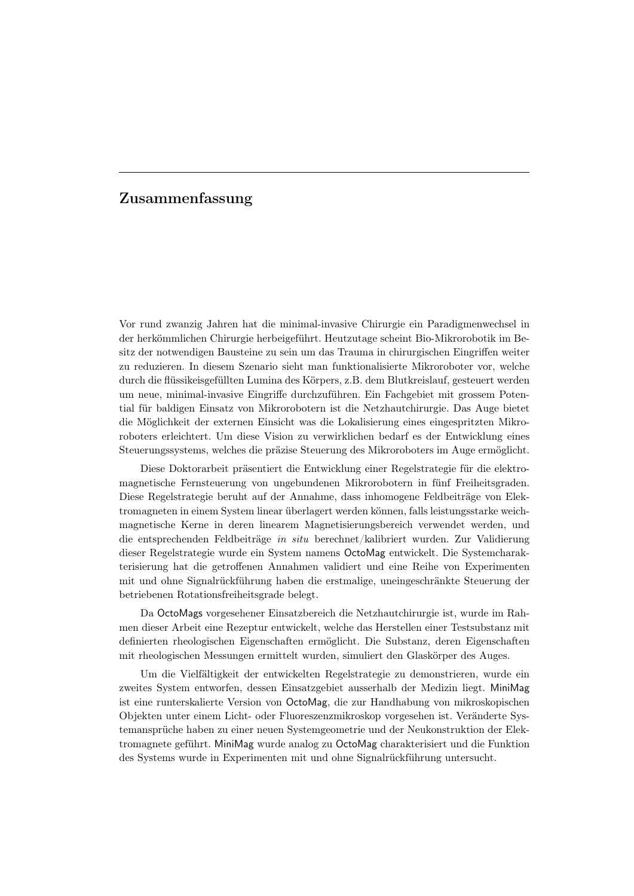## Zusammenfassung

Vor rund zwanzig Jahren hat die minimal-invasive Chirurgie ein Paradigmenwechsel in der herkömmlichen Chirurgie herbeigeführt. Heutzutage scheint Bio-Mikrorobotik im Besitz der notwendigen Bausteine zu sein um das Trauma in chirurgischen Eingriffen weiter zu reduzieren. In diesem Szenario sieht man funktionalisierte Mikroroboter vor, welche durch die flüssikeisgefüllten Lumina des Körpers, z.B. dem Blutkreislauf, gesteuert werden um neue, minimal-invasive Eingriffe durchzuführen. Ein Fachgebiet mit grossem Potential für baldigen Einsatz von Mikrorobotern ist die Netzhautchirurgie. Das Auge bietet die Möglichkeit der externen Einsicht was die Lokalisierung eines eingespritzten Mikroroboters erleichtert. Um diese Vision zu verwirklichen bedarf es der Entwicklung eines Steuerungssystems, welches die präzise Steuerung des Mikroroboters im Auge ermöglicht.

Diese Doktorarbeit präsentiert die Entwicklung einer Regelstrategie für die elektromagnetische Fernsteuerung von ungebundenen Mikrorobotern in fünf Freiheitsgraden. Diese Regelstrategie beruht auf der Annahme, dass inhomogene Feldbeiträge von Elektromagneten in einem System linear überlagert werden können, falls leistungsstarke weichmagnetische Kerne in deren linearem Magnetisierungsbereich verwendet werden, und die entsprechenden Feldbeiträge *in situ* berechnet/kalibriert wurden. Zur Validierung dieser Regelstrategie wurde ein System namens OctoMag entwickelt. Die Systemcharakterisierung hat die getroffenen Annahmen validiert und eine Reihe von Experimenten mit und ohne Signalrückführung haben die erstmalige, uneingeschränkte Steuerung der betriebenen Rotationsfreiheitsgrade belegt.

Da OctoMags vorgesehener Einsatzbereich die Netzhautchirurgie ist, wurde im Rahmen dieser Arbeit eine Rezeptur entwickelt, welche das Herstellen einer Testsubstanz mit definierten rheologischen Eigenschaften ermöglicht. Die Substanz, deren Eigenschaften mit rheologischen Messungen ermittelt wurden, simuliert den Glaskörper des Auges.

Um die Vielfältigkeit der entwickelten Regelstrategie zu demonstrieren, wurde ein zweites System entworfen, dessen Einsatzgebiet ausserhalb der Medizin liegt. MiniMag ist eine runterskalierte Version von OctoMag, die zur Handhabung von mikroskopischen Objekten unter einem Licht- oder Fluoreszenzmikroskop vorgesehen ist. Veränderte Systemansprüche haben zu einer neuen Systemgeometrie und der Neukonstruktion der Elektromagnete geführt. MiniMag wurde analog zu OctoMag charakterisiert und die Funktion des Systems wurde in Experimenten mit und ohne Signalrückführung untersucht.